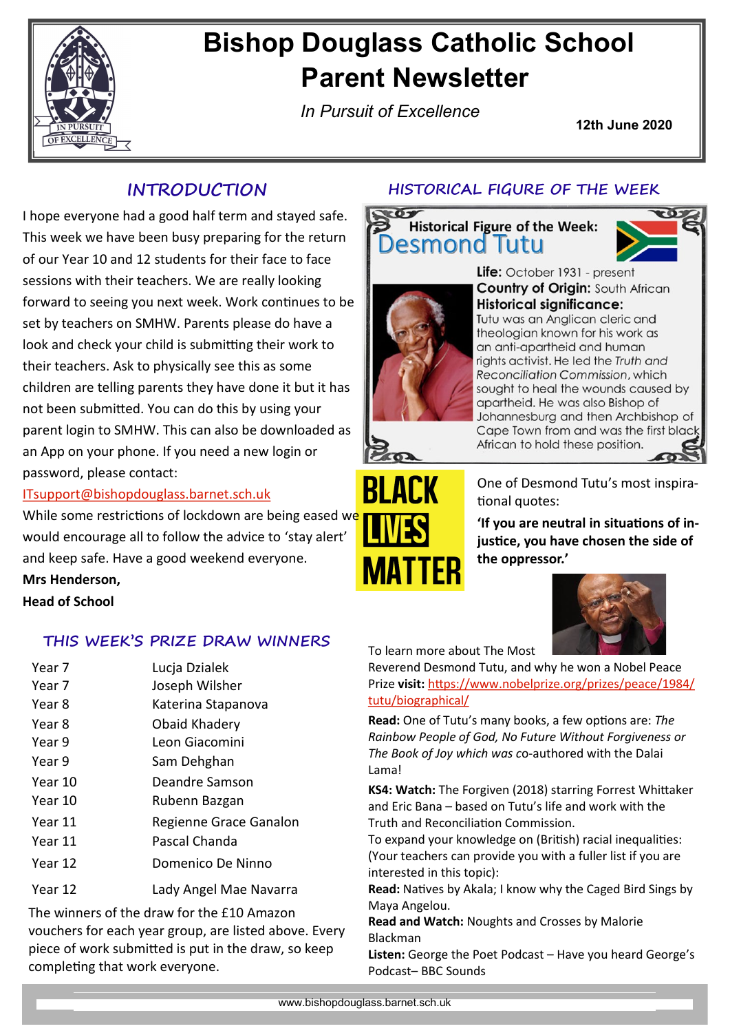# Bishop Douglass Catholic School Parent Newsletter

*In Pursuit of Excellence*

**12th June 2020**

## INTRODUCTION

I hope everyone had a good half term and stayed safe. This week we have been busy preparing for the return of our Year 10 and 12 students for their face to face sessions with their teachers. We are really looking forward to seeing you next week. Work continues to be set by teachers on SMHW. Parents please do have a look and check your child is submitting their work to their teachers. Ask to physically see this as some children are telling parents they have done it but it has not been submitted. You can do this by using your parent login to SMHW. This can also be downloaded as an App on your phone. If you need a new login or password, please contact:

ITsupport@bishopdouglass.barnet.sch.uk

While some restrictions of lockdown are being eased we would encourage all to follow the advice to 'stay alert' and keep safe. Have a good weekend everyone.

**Mrs Henderson,**

**Head of School**

## THIS WEEK'S PRIZE DRAW WINNERS

| | |
|---|---|
| Year 7 | Lucja Dzialek |
| Year 7 | Joseph Wilsher |
| Year 8 | Katerina Stapanova |
| Year 8 | Obaid Khadery |
| Year 9 | Leon Giacomini |
| Year 9 | Sam Dehghan |
| Year 10 | Deandre Samson |
| Year 10 | Rubenn Bazgan |
| Year 11 | Regienne Grace Ganalon |
| Year 11 | Pascal Chanda |
| Year 12 | Domenico De Ninno |
| Year 12 | Lady Angel Mae Navarra |

The winners of the draw for the £10 Amazon vouchers for each year group, are listed above. Every piece of work submitted is put in the draw, so keep completing that work everyone.

## HISTORICAL FIGURE OF THE WEEK

### Historical Figure of the Week: Desmond Tutu

**Life:** October 1931 - present

**Country of Origin:** South African

**Historical significance:**
Tutu was an Anglican cleric and theologian known for his work as an anti-apartheid and human rights activist. He led the *Truth and Reconciliation Commission*, which sought to heal the wounds caused by apartheid. He was also Bishop of Johannesburg and then Archbishop of Cape Town from and was the first black African to hold these position.

BLACK LIVES MATTER

One of Desmond Tutu's most inspirational quotes:

**'If you are neutral in situations of injustice, you have chosen the side of the oppressor.'**

To learn more about The Most Reverend Desmond Tutu, and why he won a Nobel Peace Prize **visit:** https://www.nobelprize.org/prizes/peace/1984/tutu/biographical/

**Read:** One of Tutu's many books, a few options are: *The Rainbow People of God, No Future Without Forgiveness or The Book of Joy which was* co-authored with the Dalai Lama!

**KS4: Watch:** The Forgiven (2018) starring Forrest Whittaker and Eric Bana – based on Tutu's life and work with the Truth and Reconciliation Commission.

To expand your knowledge on (British) racial inequalities: (Your teachers can provide you with a fuller list if you are interested in this topic):

**Read:** Natives by Akala; I know why the Caged Bird Sings by Maya Angelou.

**Read and Watch:** Noughts and Crosses by Malorie Blackman

**Listen:** George the Poet Podcast – Have you heard George's Podcast– BBC Sounds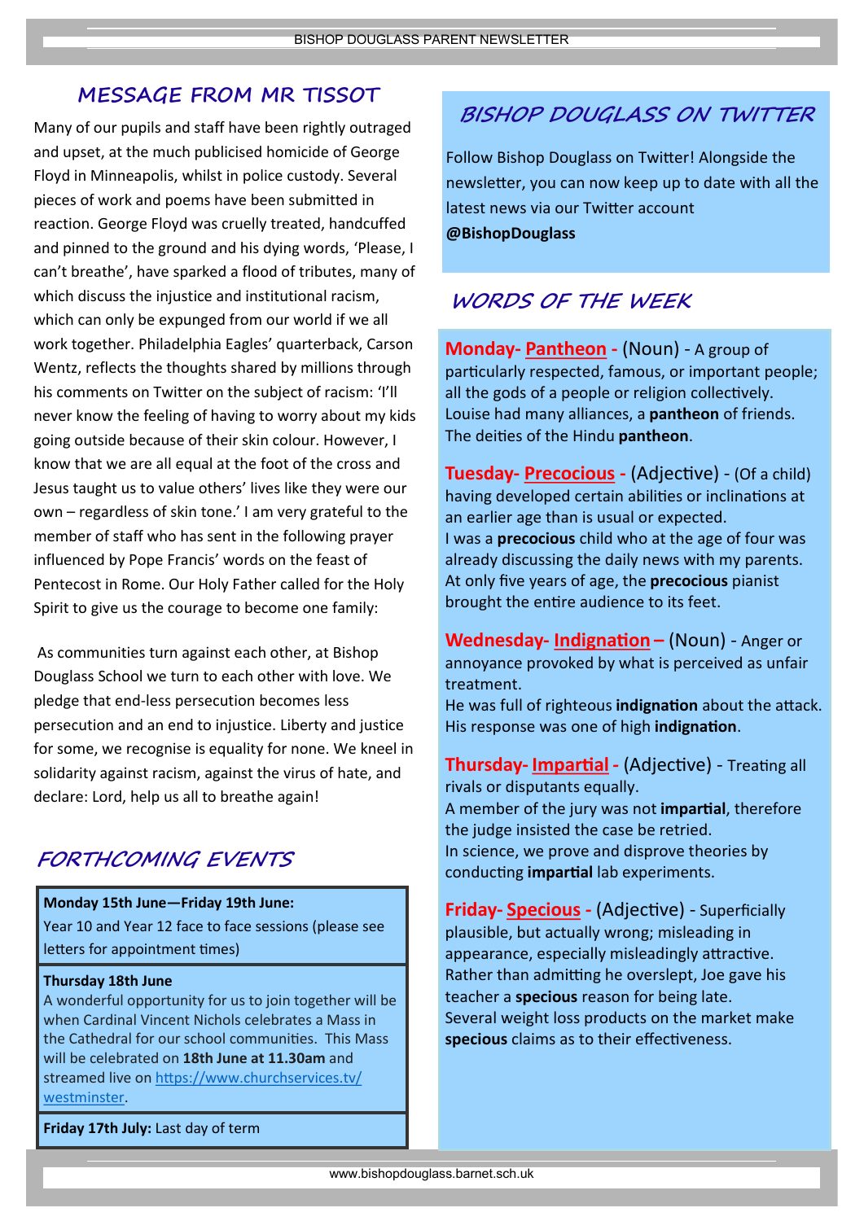## MESSAGE FROM MR TISSOT

Many of our pupils and staff have been rightly outraged and upset, at the much publicised homicide of George Floyd in Minneapolis, whilst in police custody. Several pieces of work and poems have been submitted in reaction. George Floyd was cruelly treated, handcuffed and pinned to the ground and his dying words, 'Please, I can't breathe', have sparked a flood of tributes, many of which discuss the injustice and institutional racism, which can only be expunged from our world if we all work together. Philadelphia Eagles' quarterback, Carson Wentz, reflects the thoughts shared by millions through his comments on Twitter on the subject of racism: 'I'll never know the feeling of having to worry about my kids going outside because of their skin colour. However, I know that we are all equal at the foot of the cross and Jesus taught us to value others' lives like they were our own – regardless of skin tone.' I am very grateful to the member of staff who has sent in the following prayer influenced by Pope Francis' words on the feast of Pentecost in Rome. Our Holy Father called for the Holy Spirit to give us the courage to become one family:

As communities turn against each other, at Bishop Douglass School we turn to each other with love. We pledge that end-less persecution becomes less persecution and an end to injustice. Liberty and justice for some, we recognise is equality for none. We kneel in solidarity against racism, against the virus of hate, and declare: Lord, help us all to breathe again!

## FORTHCOMING EVENTS

**Monday 15th June—Friday 19th June:**
Year 10 and Year 12 face to face sessions (please see letters for appointment times)

**Thursday 18th June**
A wonderful opportunity for us to join together will be when Cardinal Vincent Nichols celebrates a Mass in the Cathedral for our school communities. This Mass will be celebrated on **18th June at 11.30am** and streamed live on [https://www.churchservices.tv/westminster](https://www.churchservices.tv/westminster).

**Friday 17th July:** Last day of term

## BISHOP DOUGLASS ON TWITTER

Follow Bishop Douglass on Twitter! Alongside the newsletter, you can now keep up to date with all the latest news via our Twitter account **@BishopDouglass**

## WORDS OF THE WEEK

**Monday- Pantheon -** (Noun) - A group of particularly respected, famous, or important people; all the gods of a people or religion collectively.
Louise had many alliances, a **pantheon** of friends.
The deities of the Hindu **pantheon**.

**Tuesday- Precocious -** (Adjective) - (Of a child) having developed certain abilities or inclinations at an earlier age than is usual or expected.
I was a **precocious** child who at the age of four was already discussing the daily news with my parents.
At only five years of age, the **precocious** pianist brought the entire audience to its feet.

**Wednesday- Indignation –** (Noun) - Anger or annoyance provoked by what is perceived as unfair treatment.
He was full of righteous **indignation** about the attack.
His response was one of high **indignation**.

**Thursday- Impartial -** (Adjective) - Treating all rivals or disputants equally.
A member of the jury was not **impartial**, therefore the judge insisted the case be retried.
In science, we prove and disprove theories by conducting **impartial** lab experiments.

**Friday- Specious -** (Adjective) - Superficially plausible, but actually wrong; misleading in appearance, especially misleadingly attractive.
Rather than admitting he overslept, Joe gave his teacher a **specious** reason for being late.
Several weight loss products on the market make **specious** claims as to their effectiveness.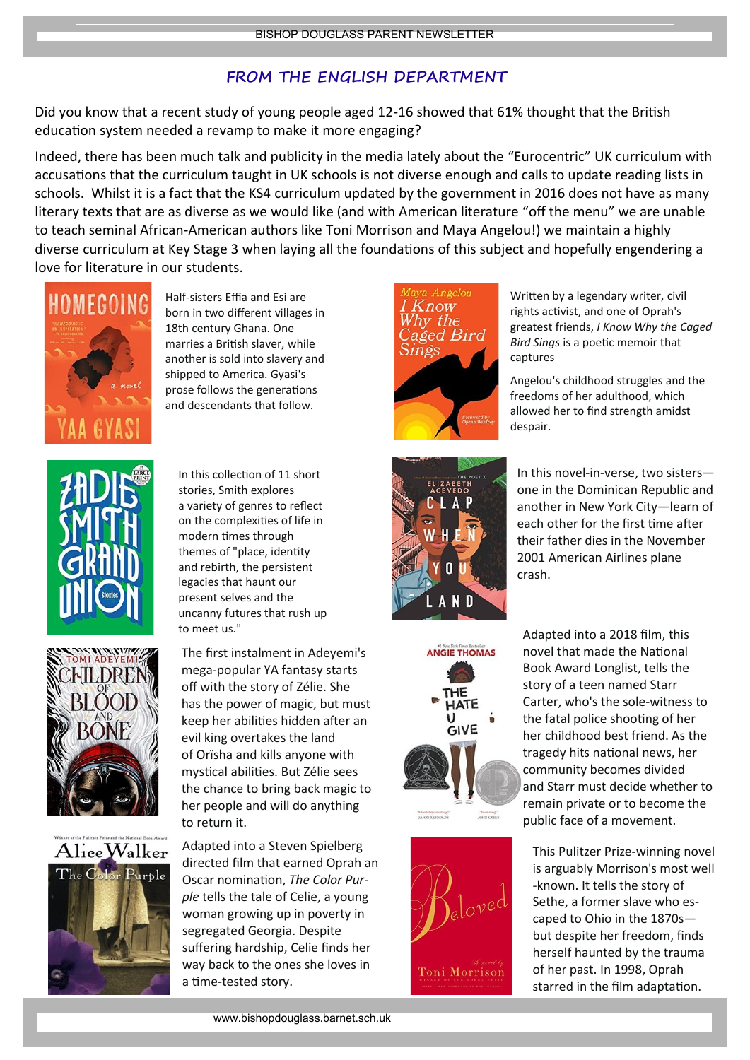## FROM THE ENGLISH DEPARTMENT

Did you know that a recent study of young people aged 12-16 showed that 61% thought that the British education system needed a revamp to make it more engaging?

Indeed, there has been much talk and publicity in the media lately about the "Eurocentric" UK curriculum with accusations that the curriculum taught in UK schools is not diverse enough and calls to update reading lists in schools. Whilst it is a fact that the KS4 curriculum updated by the government in 2016 does not have as many literary texts that are as diverse as we would like (and with American literature "off the menu" we are unable to teach seminal African-American authors like Toni Morrison and Maya Angelou!) we maintain a highly diverse curriculum at Key Stage 3 when laying all the foundations of this subject and hopefully engendering a love for literature in our students.

Half-sisters Effia and Esi are born in two different villages in 18th century Ghana. One marries a British slaver, while another is sold into slavery and shipped to America. Gyasi's prose follows the generations and descendants that follow.

In this collection of 11 short stories, Smith explores a variety of genres to reflect on the complexities of life in modern times through themes of "place, identity and rebirth, the persistent legacies that haunt our present selves and the uncanny futures that rush up to meet us."

The first instalment in Adeyemi's mega-popular YA fantasy starts off with the story of Zélie. She has the power of magic, but must keep her abilities hidden after an evil king overtakes the land of Orïsha and kills anyone with mystical abilities. But Zélie sees the chance to bring back magic to her people and will do anything to return it.

Adapted into a Steven Spielberg directed film that earned Oprah an Oscar nomination, *The Color Purple* tells the tale of Celie, a young woman growing up in poverty in segregated Georgia. Despite suffering hardship, Celie finds her way back to the ones she loves in a time-tested story.

Written by a legendary writer, civil rights activist, and one of Oprah's greatest friends, *I Know Why the Caged Bird Sings* is a poetic memoir that captures

Angelou's childhood struggles and the freedoms of her adulthood, which allowed her to find strength amidst despair.

In this novel-in-verse, two sisters—one in the Dominican Republic and another in New York City—learn of each other for the first time after their father dies in the November 2001 American Airlines plane crash.

Adapted into a 2018 film, this novel that made the National Book Award Longlist, tells the story of a teen named Starr Carter, who's the sole-witness to the fatal police shooting of her her childhood best friend. As the tragedy hits national news, her community becomes divided and Starr must decide whether to remain private or to become the public face of a movement.

This Pulitzer Prize-winning novel is arguably Morrison's most well-known. It tells the story of Sethe, a former slave who escaped to Ohio in the 1870s—but despite her freedom, finds herself haunted by the trauma of her past. In 1998, Oprah starred in the film adaptation.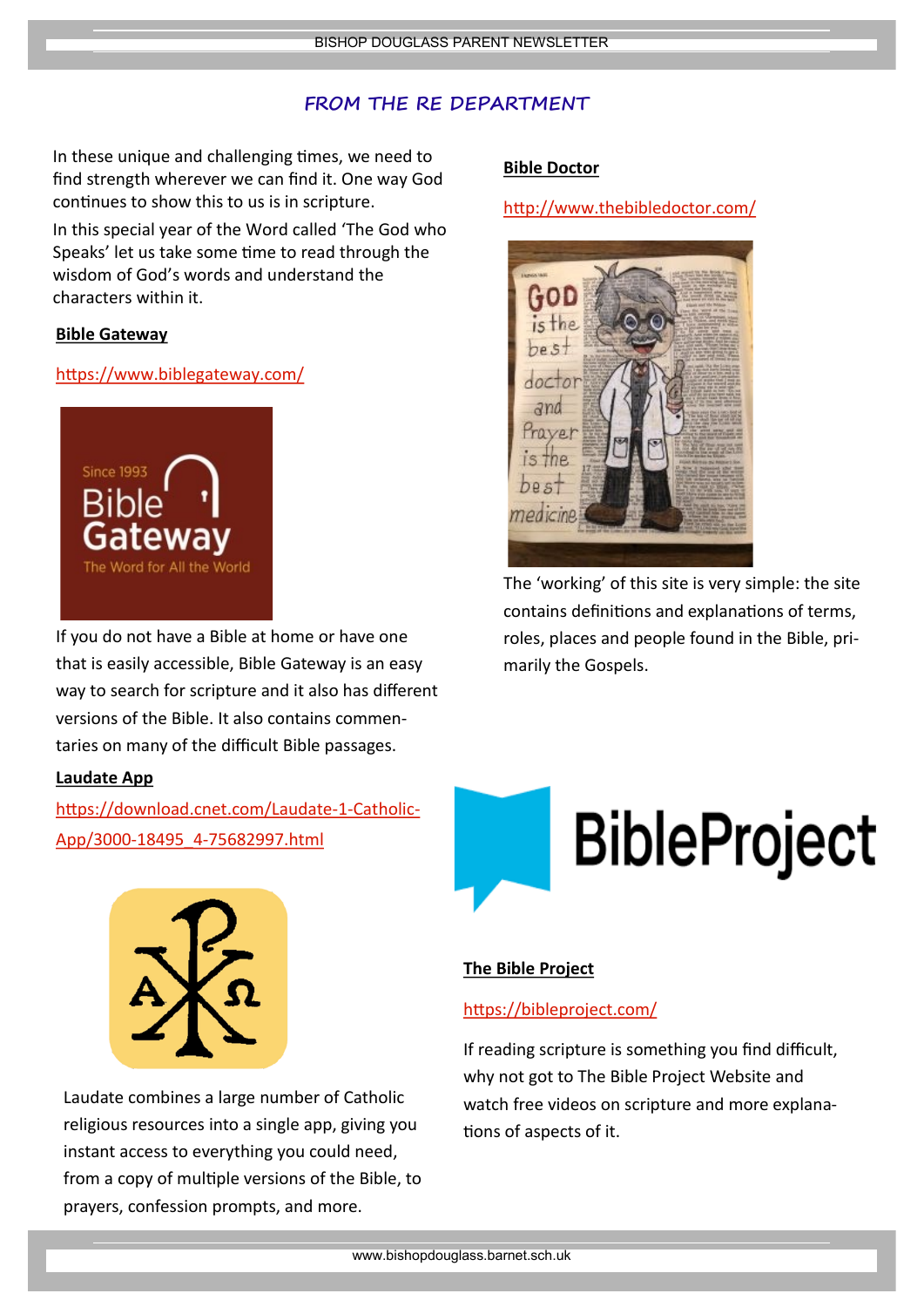## FROM THE RE DEPARTMENT

In these unique and challenging times, we need to find strength wherever we can find it. One way God continues to show this to us is in scripture.

In this special year of the Word called 'The God who Speaks' let us take some time to read through the wisdom of God's words and understand the characters within it.

**Bible Gateway**

https://www.biblegateway.com/

If you do not have a Bible at home or have one that is easily accessible, Bible Gateway is an easy way to search for scripture and it also has different versions of the Bible. It also contains commentaries on many of the difficult Bible passages.

**Laudate App**

https://download.cnet.com/Laudate-1-Catholic-App/3000-18495_4-75682997.html

Laudate combines a large number of Catholic religious resources into a single app, giving you instant access to everything you could need, from a copy of multiple versions of the Bible, to prayers, confession prompts, and more.

**Bible Doctor**

http://www.thebibledoctor.com/

The 'working' of this site is very simple: the site contains definitions and explanations of terms, roles, places and people found in the Bible, primarily the Gospels.

**The Bible Project**

https://bibleproject.com/

If reading scripture is something you find difficult, why not got to The Bible Project Website and watch free videos on scripture and more explanations of aspects of it.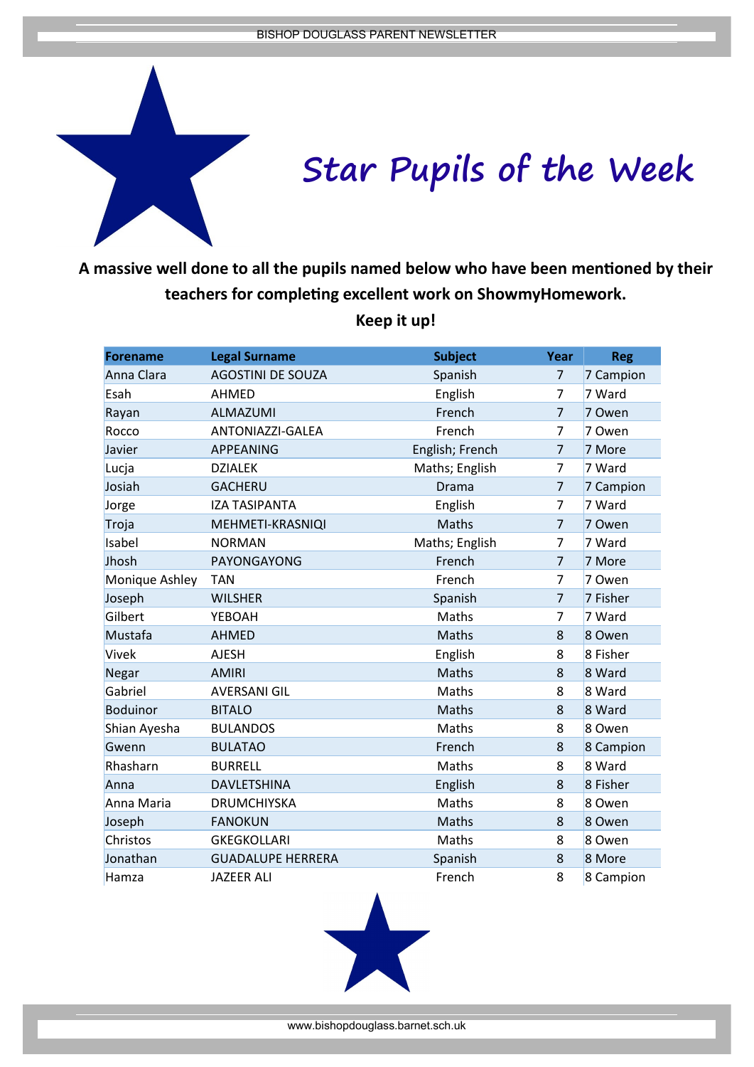# Star Pupils of the Week

**A massive well done to all the pupils named below who have been mentioned by their teachers for completing excellent work on ShowmyHomework.**

**Keep it up!**

| Forename | Legal Surname | Subject | Year | Reg |
|---|---|---|---|---|
| Anna Clara | AGOSTINI DE SOUZA | Spanish | 7 | 7 Campion |
| Esah | AHMED | English | 7 | 7 Ward |
| Rayan | ALMAZUMI | French | 7 | 7 Owen |
| Rocco | ANTONIAZZI-GALEA | French | 7 | 7 Owen |
| Javier | APPEANING | English; French | 7 | 7 More |
| Lucja | DZIALEK | Maths; English | 7 | 7 Ward |
| Josiah | GACHERU | Drama | 7 | 7 Campion |
| Jorge | IZA TASIPANTA | English | 7 | 7 Ward |
| Troja | MEHMETI-KRASNIQI | Maths | 7 | 7 Owen |
| Isabel | NORMAN | Maths; English | 7 | 7 Ward |
| Jhosh | PAYONGAYONG | French | 7 | 7 More |
| Monique Ashley | TAN | French | 7 | 7 Owen |
| Joseph | WILSHER | Spanish | 7 | 7 Fisher |
| Gilbert | YEBOAH | Maths | 7 | 7 Ward |
| Mustafa | AHMED | Maths | 8 | 8 Owen |
| Vivek | AJESH | English | 8 | 8 Fisher |
| Negar | AMIRI | Maths | 8 | 8 Ward |
| Gabriel | AVERSANI GIL | Maths | 8 | 8 Ward |
| Boduinor | BITALO | Maths | 8 | 8 Ward |
| Shian Ayesha | BULANDOS | Maths | 8 | 8 Owen |
| Gwenn | BULATAO | French | 8 | 8 Campion |
| Rhasharn | BURRELL | Maths | 8 | 8 Ward |
| Anna | DAVLETSHINA | English | 8 | 8 Fisher |
| Anna Maria | DRUMCHIYSKA | Maths | 8 | 8 Owen |
| Joseph | FANOKUN | Maths | 8 | 8 Owen |
| Christos | GKEGKOLLARI | Maths | 8 | 8 Owen |
| Jonathan | GUADALUPE HERRERA | Spanish | 8 | 8 More |
| Hamza | JAZEER ALI | French | 8 | 8 Campion |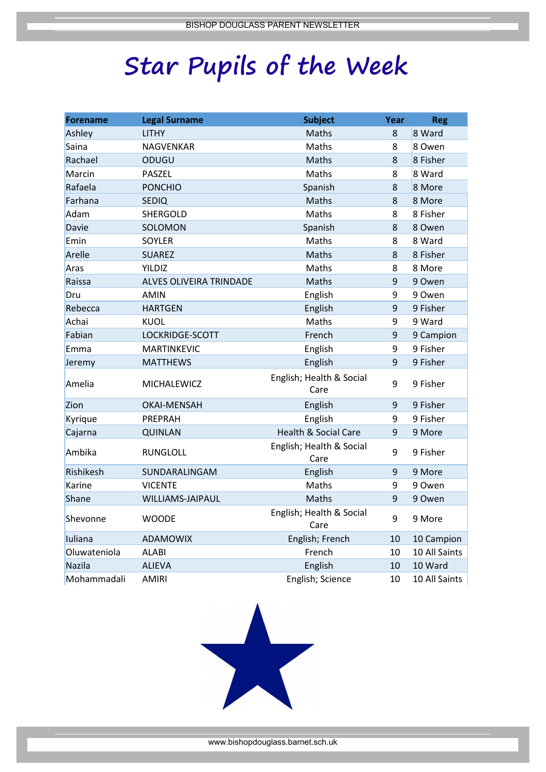# Star Pupils of the Week

| Forename | Legal Surname | Subject | Year | Reg |
|---|---|---|---|---|
| Ashley | LITHY | Maths | 8 | 8 Ward |
| Saina | NAGVENKAR | Maths | 8 | 8 Owen |
| Rachael | ODUGU | Maths | 8 | 8 Fisher |
| Marcin | PASZEL | Maths | 8 | 8 Ward |
| Rafaela | PONCHIO | Spanish | 8 | 8 More |
| Farhana | SEDIQ | Maths | 8 | 8 More |
| Adam | SHERGOLD | Maths | 8 | 8 Fisher |
| Davie | SOLOMON | Spanish | 8 | 8 Owen |
| Emin | SOYLER | Maths | 8 | 8 Ward |
| Arelle | SUAREZ | Maths | 8 | 8 Fisher |
| Aras | YILDIZ | Maths | 8 | 8 More |
| Raissa | ALVES OLIVEIRA TRINDADE | Maths | 9 | 9 Owen |
| Dru | AMIN | English | 9 | 9 Owen |
| Rebecca | HARTGEN | English | 9 | 9 Fisher |
| Achai | KUOL | Maths | 9 | 9 Ward |
| Fabian | LOCKRIDGE-SCOTT | French | 9 | 9 Campion |
| Emma | MARTINKEVIC | English | 9 | 9 Fisher |
| Jeremy | MATTHEWS | English | 9 | 9 Fisher |
| Amelia | MICHALEWICZ | English; Health & Social Care | 9 | 9 Fisher |
| Zion | OKAI-MENSAH | English | 9 | 9 Fisher |
| Kyrique | PREPRAH | English | 9 | 9 Fisher |
| Cajarna | QUINLAN | Health & Social Care | 9 | 9 More |
| Ambika | RUNGLOLL | English; Health & Social Care | 9 | 9 Fisher |
| Rishikesh | SUNDARALINGAM | English | 9 | 9 More |
| Karine | VICENTE | Maths | 9 | 9 Owen |
| Shane | WILLIAMS-JAIPAUL | Maths | 9 | 9 Owen |
| Shevonne | WOODE | English; Health & Social Care | 9 | 9 More |
| Iuliana | ADAMOWIX | English; French | 10 | 10 Campion |
| Oluwateniola | ALABI | French | 10 | 10 All Saints |
| Nazila | ALIEVA | English | 10 | 10 Ward |
| Mohammadali | AMIRI | English; Science | 10 | 10 All Saints |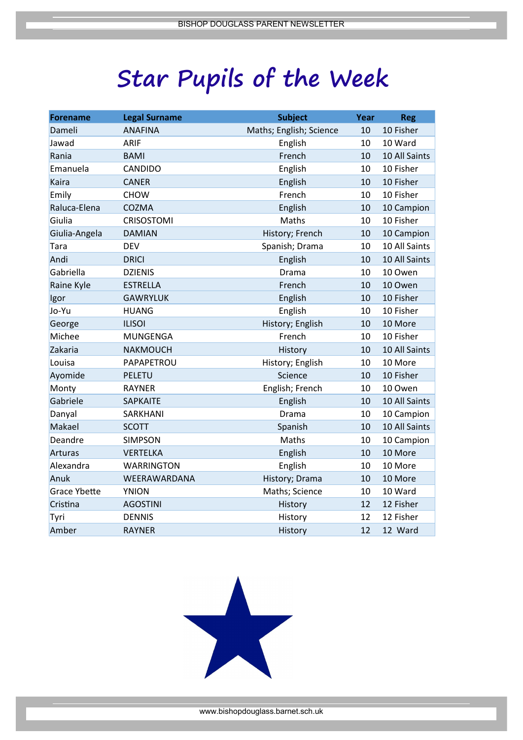# Star Pupils of the Week

| Forename | Legal Surname | Subject | Year | Reg |
|---|---|---|---|---|
| Dameli | ANAFINA | Maths; English; Science | 10 | 10 Fisher |
| Jawad | ARIF | English | 10 | 10 Ward |
| Rania | BAMI | French | 10 | 10 All Saints |
| Emanuela | CANDIDO | English | 10 | 10 Fisher |
| Kaira | CANER | English | 10 | 10 Fisher |
| Emily | CHOW | French | 10 | 10 Fisher |
| Raluca-Elena | COZMA | English | 10 | 10 Campion |
| Giulia | CRISOSTOMI | Maths | 10 | 10 Fisher |
| Giulia-Angela | DAMIAN | History; French | 10 | 10 Campion |
| Tara | DEV | Spanish; Drama | 10 | 10 All Saints |
| Andi | DRICI | English | 10 | 10 All Saints |
| Gabriella | DZIENIS | Drama | 10 | 10 Owen |
| Raine Kyle | ESTRELLA | French | 10 | 10 Owen |
| Igor | GAWRYLUK | English | 10 | 10 Fisher |
| Jo-Yu | HUANG | English | 10 | 10 Fisher |
| George | ILISOI | History; English | 10 | 10 More |
| Michee | MUNGENGA | French | 10 | 10 Fisher |
| Zakaria | NAKMOUCH | History | 10 | 10 All Saints |
| Louisa | PAPAPETROU | History; English | 10 | 10 More |
| Ayomide | PELETU | Science | 10 | 10 Fisher |
| Monty | RAYNER | English; French | 10 | 10 Owen |
| Gabriele | SAPKAITE | English | 10 | 10 All Saints |
| Danyal | SARKHANI | Drama | 10 | 10 Campion |
| Makael | SCOTT | Spanish | 10 | 10 All Saints |
| Deandre | SIMPSON | Maths | 10 | 10 Campion |
| Arturas | VERTELKA | English | 10 | 10 More |
| Alexandra | WARRINGTON | English | 10 | 10 More |
| Anuk | WEERAWARDANA | History; Drama | 10 | 10 More |
| Grace Ybette | YNION | Maths; Science | 10 | 10 Ward |
| Cristina | AGOSTINI | History | 12 | 12 Fisher |
| Tyri | DENNIS | History | 12 | 12 Fisher |
| Amber | RAYNER | History | 12 | 12 Ward |